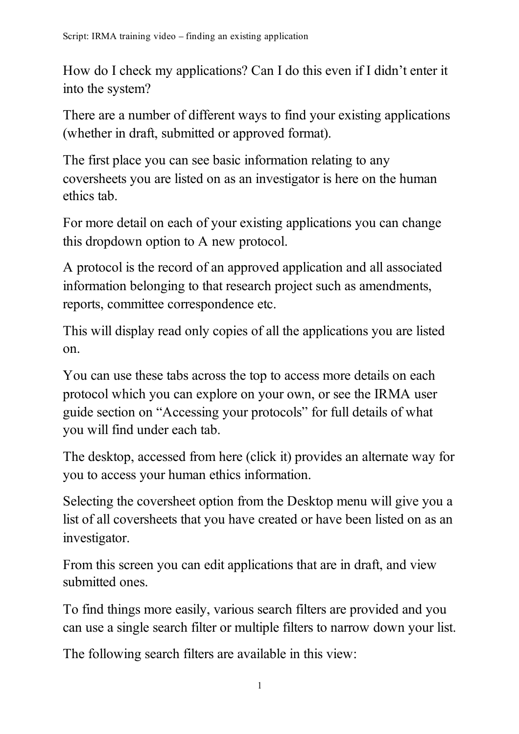How do I check my applications? Can I do this even if I didn't enter it into the system?

There are a number of different ways to find your existing applications (whether in draft, submitted or approved format).

The first place you can see basic information relating to any coversheets you are listed on as an investigator is here on the human ethics tab.

For more detail on each of your existing applications you can change this dropdown option to A new protocol.

A protocol is the record of an approved application and all associated information belonging to that research project such as amendments, reports, committee correspondence etc.

This will display read only copies of all the applications you are listed on.

You can use these tabs across the top to access more details on each protocol which you can explore on your own, or see the IRMA user guide section on "Accessing your protocols" for full details of what you will find under each tab.

The desktop, accessed from here (click it) provides an alternate way for you to access your human ethics information.

Selecting the coversheet option from the Desktop menu will give you a list of all coversheets that you have created or have been listed on as an investigator.

From this screen you can edit applications that are in draft, and view submitted ones.

To find things more easily, various search filters are provided and you can use a single search filter or multiple filters to narrow down your list.

The following search filters are available in this view: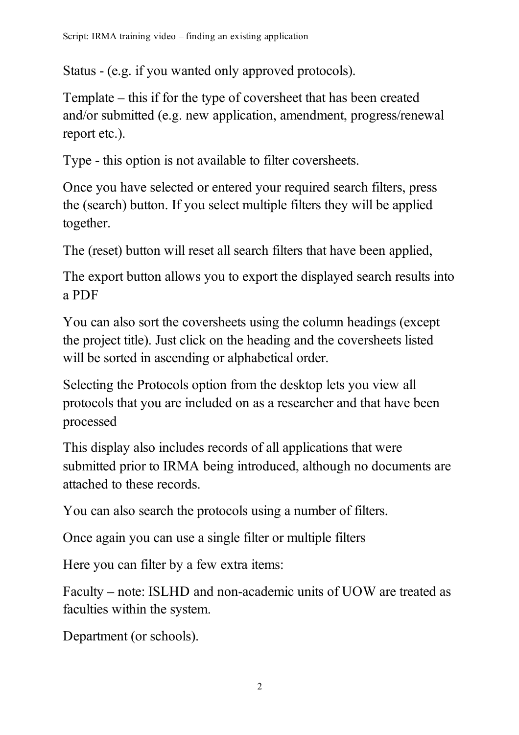Status - (e.g. if you wanted only approved protocols).

Template – this if for the type of coversheet that has been created and/or submitted (e.g. new application, amendment, progress/renewal report etc.).

Type - this option is not available to filter coversheets.

Once you have selected or entered your required search filters, press the (search) button. If you select multiple filters they will be applied together.

The (reset) button will reset all search filters that have been applied,

The export button allows you to export the displayed search results into a PDF

You can also sort the coversheets using the column headings (except the project title). Just click on the heading and the coversheets listed will be sorted in ascending or alphabetical order.

Selecting the Protocols option from the desktop lets you view all protocols that you are included on as a researcher and that have been processed

This display also includes records of all applications that were submitted prior to IRMA being introduced, although no documents are attached to these records.

You can also search the protocols using a number of filters.

Once again you can use a single filter or multiple filters

Here you can filter by a few extra items:

Faculty – note: ISLHD and non-academic units of UOW are treated as faculties within the system.

Department (or schools).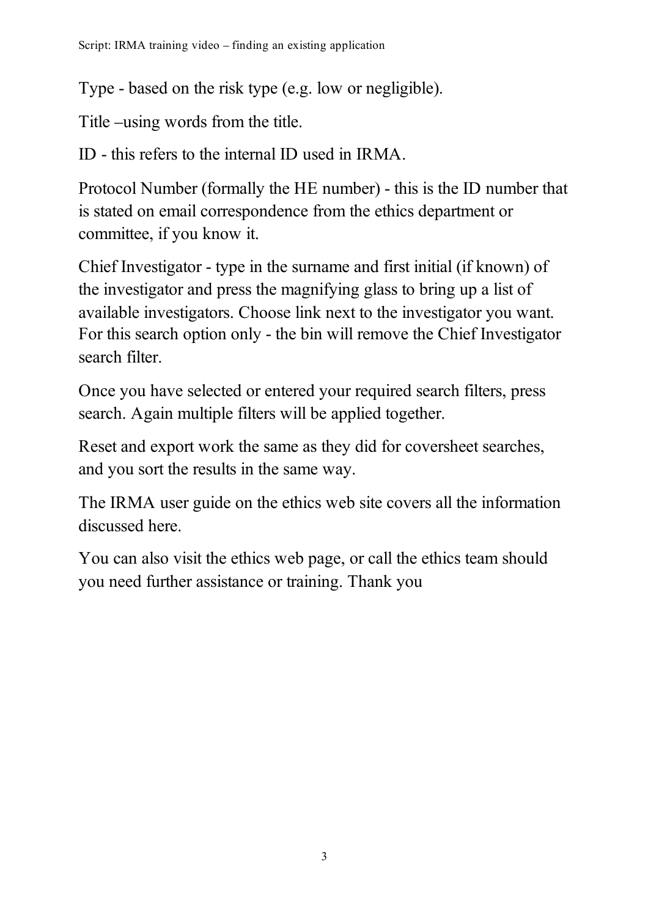Type - based on the risk type (e.g. low or negligible).

Title –using words from the title.

ID - this refers to the internal ID used in IRMA.

Protocol Number (formally the HE number) - this is the ID number that is stated on email correspondence from the ethics department or committee, if you know it.

Chief Investigator - type in the surname and first initial (if known) of the investigator and press the magnifying glass to bring up a list of available investigators. Choose link next to the investigator you want. For this search option only - the bin will remove the Chief Investigator search filter.

Once you have selected or entered your required search filters, press search. Again multiple filters will be applied together.

Reset and export work the same as they did for coversheet searches, and you sort the results in the same way.

The IRMA user guide on the ethics web site covers all the information discussed here.

You can also visit the ethics web page, or call the ethics team should you need further assistance or training. Thank you